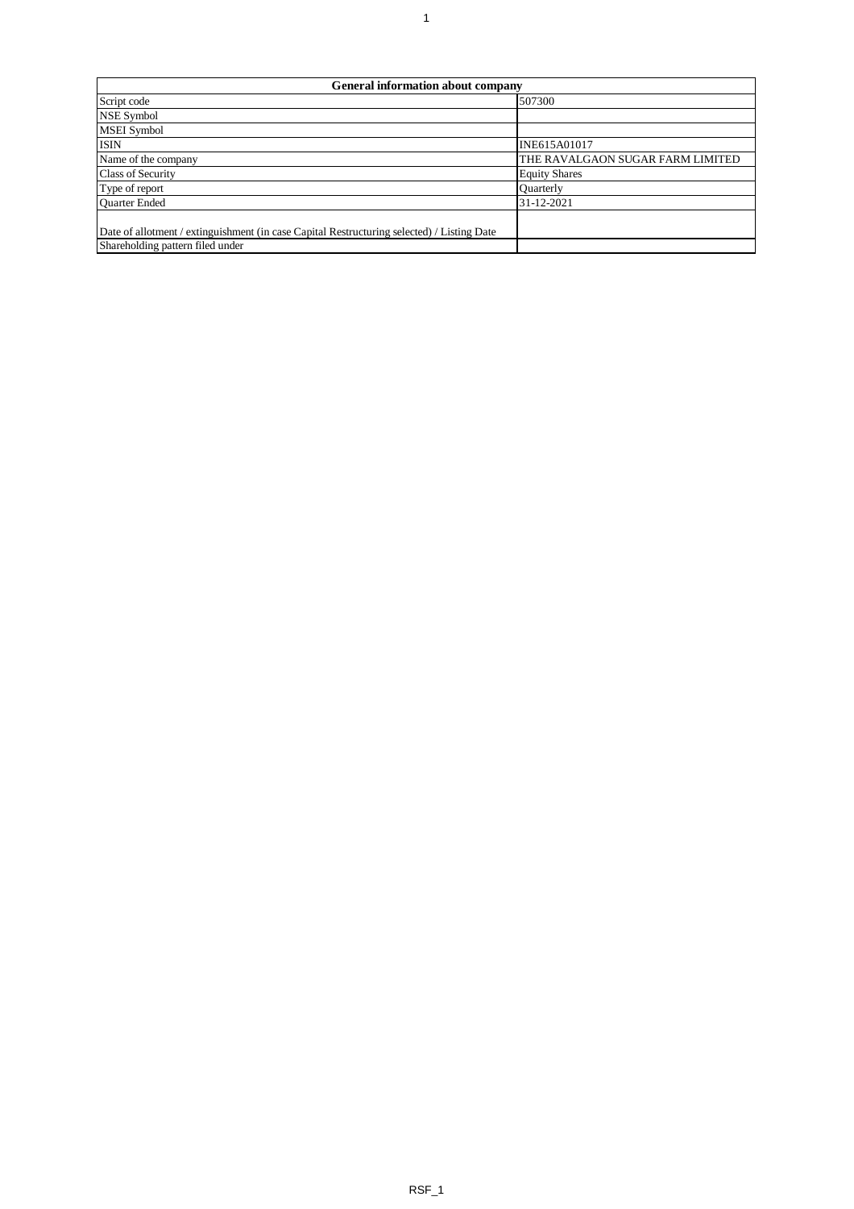| General information about company | |
|---|---|
| Script code | 507300 |
| NSE Symbol | |
| MSEI Symbol | |
| ISIN | INE615A01017 |
| Name of the company | THE RAVALGAON SUGAR FARM LIMITED |
| Class of Security | Equity Shares |
| Type of report | Quarterly |
| Quarter Ended | 31-12-2021 |
| Date of allotment / extinguishment (in case Capital Restructuring selected) / Listing Date | |
| Shareholding pattern filed under | |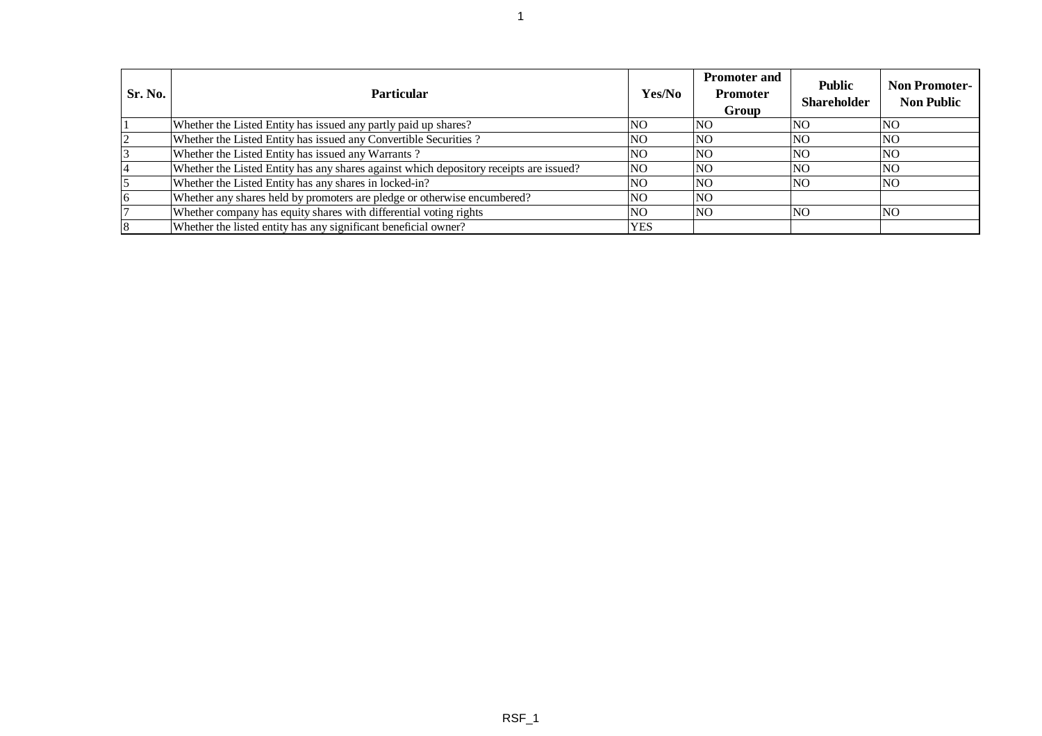| Sr. No. | Particular | Yes/No | Promoter and Promoter Group | Public Shareholder | Non Promoter-Non Public |
|---|---|---|---|---|---|
| 1 | Whether the Listed Entity has issued any partly paid up shares? | NO | NO | NO | NO |
| 2 | Whether the Listed Entity has issued any Convertible Securities ? | NO | NO | NO | NO |
| 3 | Whether the Listed Entity has issued any Warrants ? | NO | NO | NO | NO |
| 4 | Whether the Listed Entity has any shares against which depository receipts are issued? | NO | NO | NO | NO |
| 5 | Whether the Listed Entity has any shares in locked-in? | NO | NO | NO | NO |
| 6 | Whether any shares held by promoters are pledge or otherwise encumbered? | NO | NO | | |
| 7 | Whether company has equity shares with differential voting rights | NO | NO | NO | NO |
| 8 | Whether the listed entity has any significant beneficial owner? | YES | | | |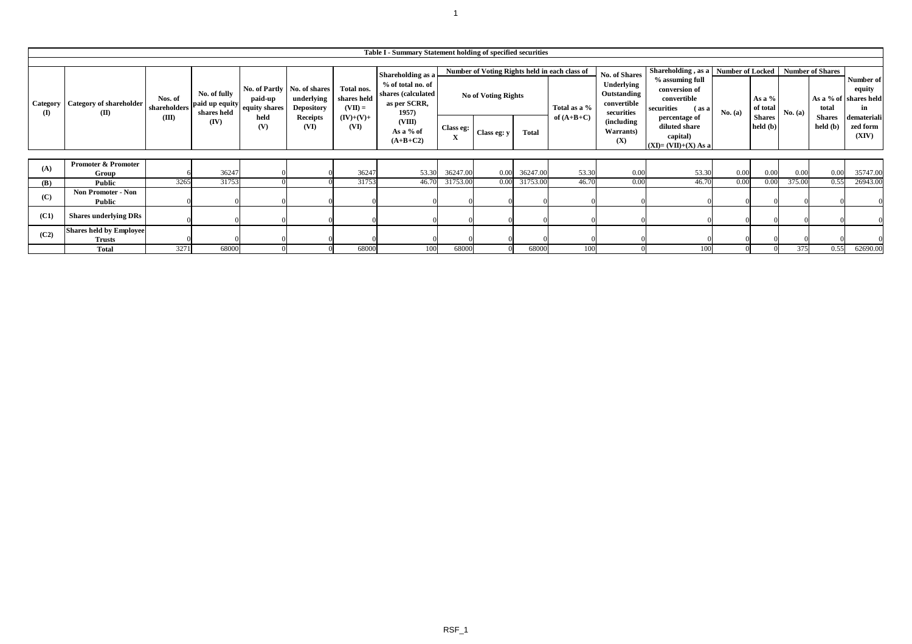**Table I - Summary Statement holding of specified securities**

| Category (I) | Category of shareholder (II) | Nos. of shareholders (III) | No. of fully paid up equity shares held (IV) | No. of Partly paid-up equity shares held (V) | No. of shares underlying Depository Receipts (VI) | Total nos. shares held (VII) = (IV)+(V)+ (VI) | Shareholding as a % of total no. of shares (calculated as per SCRR, 1957) (VIII) As a % of (A+B+C2) | Number of Voting Rights held in each class of securities (IX) | | | | No. of Shares Underlying Outstanding convertible securities (including Warrants) (X) | Shareholding , as a % assuming full conversion of convertible securities ( as a percentage of diluted share capital) (XI)= (VII)+(X) As a % of (A+B+C2) | Number of Locked in shares (XII) | | Number of Shares pledged or otherwise encumbered (XIII) | | Number of equity shares held in dematerialized form (XIV) |
|---|---|---|---|---|---|---|---|---|---|---|---|---|---|---|---|---|---|---|
| | | | | | | | | No of Voting Rights | | | Total as a % of (A+B+C) | | | No. (a) | As a % of total Shares held (b) | No. (a) | As a % of total Shares held (b) | |
| | | | | | | | | Class eg: X | Class eg: y | Total | | | | | | | | |
| (A) | Promoter & Promoter Group | 6 | 36247 | 0 | 0 | 36247 | 53.30 | 36247.00 | 0.00 | 36247.00 | 53.30 | 0.00 | 53.30 | 0.00 | 0.00 | 0.00 | 0.00 | 35747.00 |
| (B) | Public | 3265 | 31753 | 0 | 0 | 31753 | 46.70 | 31753.00 | 0.00 | 31753.00 | 46.70 | 0.00 | 46.70 | 0.00 | 0.00 | 375.00 | 0.55 | 26943.00 |
| (C) | Non Promoter - Non Public | 0 | 0 | 0 | 0 | 0 | 0 | 0 | 0 | 0 | 0 | 0 | 0 | 0 | 0 | 0 | 0 | 0 |
| (C1) | Shares underlying DRs | 0 | 0 | 0 | 0 | 0 | 0 | 0 | 0 | 0 | 0 | 0 | 0 | 0 | 0 | 0 | 0 | 0 |
| (C2) | Shares held by Employee Trusts | 0 | 0 | 0 | 0 | 0 | 0 | 0 | 0 | 0 | 0 | 0 | 0 | 0 | 0 | 0 | 0 | 0 |
| | Total | 3271 | 68000 | 0 | 0 | 68000 | 100 | 68000 | 0 | 68000 | 100 | 0 | 100 | 0 | 0 | 375 | 0.55 | 62690.00 |

RSF_1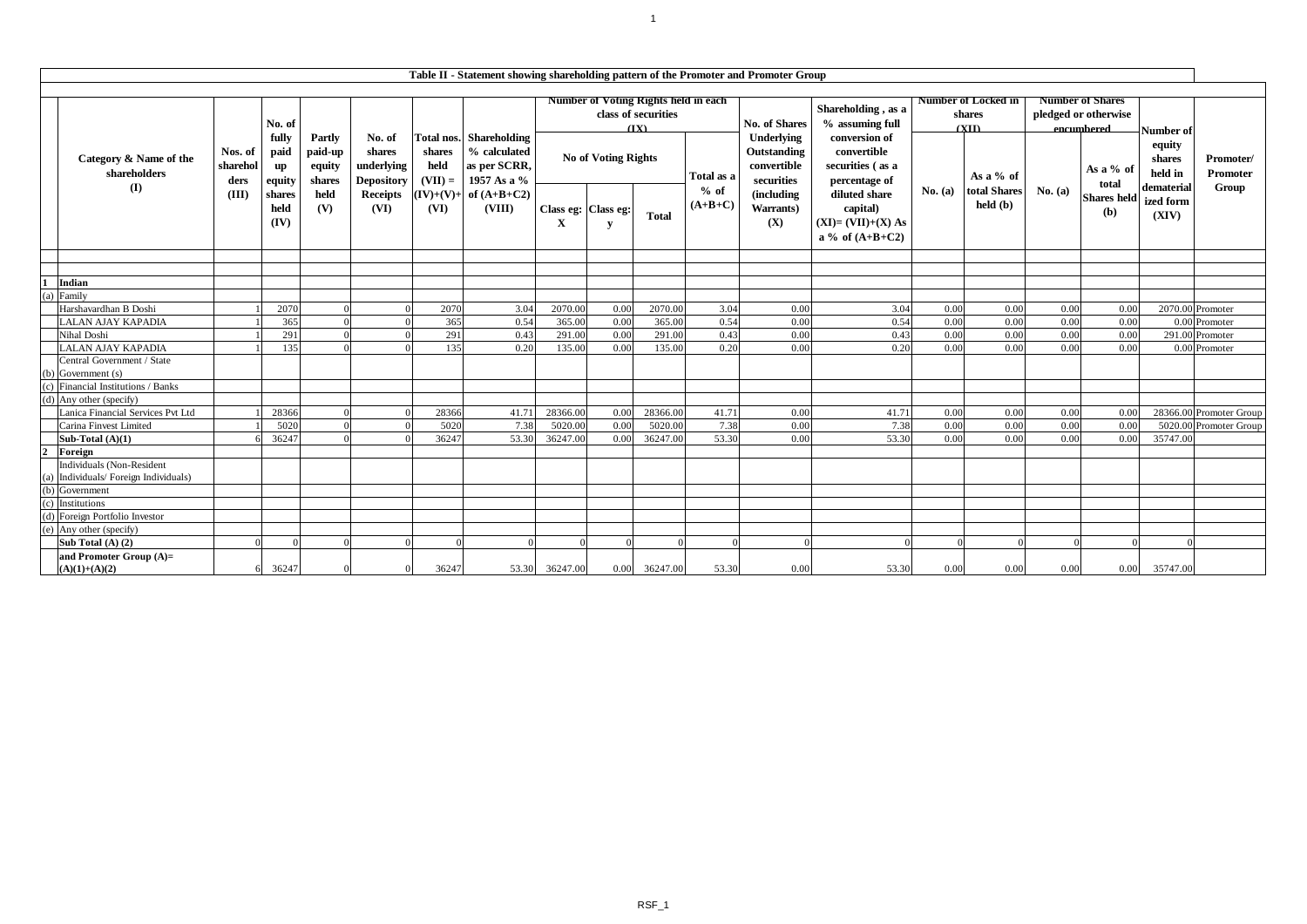## Table II - Statement showing shareholding pattern of the Promoter and Promoter Group

| | Category & Name of the shareholders (I) | Nos. of sharehol ders (III) | No. of fully paid up equity shares held (IV) | Partly paid-up equity shares held (V) | No. of shares underlying Depository Receipts (VI) | Total nos. shares held (VII) = (IV)+(V)+ (VI) | Shareholding % calculated as per SCRR, 1957 As a % of (A+B+C2) (VIII) | Number of Voting Rights held in each class of securities (IX) | | | | No. of Shares Underlying Outstanding convertible securities (including Warrants) (X) | Shareholding , as a % assuming full conversion of convertible securities ( as a percentage of diluted share capital) (XI)= (VII)+(X) As a % of (A+B+C2) | Number of Locked in shares (XII) | | Number of Shares pledged or otherwise encumbered | | Number of equity shares held in dematerial ized form (XIV) | Promoter/ Promoter Group |
|---|---|---|---|---|---|---|---|---|---|---|---|---|---|---|---|---|---|---|---|
| | | | | | | | | No of Voting Rights | | | Total as a % of (A+B+C) | | | No. (a) | As a % of total Shares held (b) | No. (a) | As a % of total Shares held (b) | | |
| | | | | | | | | Class eg: X | Class eg: y | Total | | | | | | | | | |
| 1 | Indian | | | | | | | | | | | | | | | | | | |
| (a) | Family | | | | | | | | | | | | | | | | | | |
| | Harshavardhan B Doshi | 1 | 2070 | 0 | 0 | 2070 | 3.04 | 2070.00 | 0.00 | 2070.00 | 3.04 | 0.00 | 3.04 | 0.00 | 0.00 | 0.00 | 0.00 | 2070.00 | Promoter |
| | LALAN AJAY KAPADIA | 1 | 365 | 0 | 0 | 365 | 0.54 | 365.00 | 0.00 | 365.00 | 0.54 | 0.00 | 0.54 | 0.00 | 0.00 | 0.00 | 0.00 | 0.00 | Promoter |
| | Nihal Doshi | 1 | 291 | 0 | 0 | 291 | 0.43 | 291.00 | 0.00 | 291.00 | 0.43 | 0.00 | 0.43 | 0.00 | 0.00 | 0.00 | 0.00 | 291.00 | Promoter |
| | LALAN AJAY KAPADIA | 1 | 135 | 0 | 0 | 135 | 0.20 | 135.00 | 0.00 | 135.00 | 0.20 | 0.00 | 0.20 | 0.00 | 0.00 | 0.00 | 0.00 | 0.00 | Promoter |
| (b) | Central Government / State Government (s) | | | | | | | | | | | | | | | | | | |
| (c) | Financial Institutions / Banks | | | | | | | | | | | | | | | | | | |
| (d) | Any other (specify) | | | | | | | | | | | | | | | | | | |
| | Lanica Financial Services Pvt Ltd | 1 | 28366 | 0 | 0 | 28366 | 41.71 | 28366.00 | 0.00 | 28366.00 | 41.71 | 0.00 | 41.71 | 0.00 | 0.00 | 0.00 | 0.00 | 28366.00 | Promoter Group |
| | Carina Finvest Limited | 1 | 5020 | 0 | 0 | 5020 | 7.38 | 5020.00 | 0.00 | 5020.00 | 7.38 | 0.00 | 7.38 | 0.00 | 0.00 | 0.00 | 0.00 | 5020.00 | Promoter Group |
| | **Sub-Total (A)(1)** | 6 | 36247 | 0 | 0 | 36247 | 53.30 | 36247.00 | 0.00 | 36247.00 | 53.30 | 0.00 | 53.30 | 0.00 | 0.00 | 0.00 | 0.00 | 35747.00 | |
| 2 | **Foreign** | | | | | | | | | | | | | | | | | | |
| (a) | Individuals (Non-Resident Individuals/ Foreign Individuals) | | | | | | | | | | | | | | | | | | |
| (b) | Government | | | | | | | | | | | | | | | | | | |
| (c) | Institutions | | | | | | | | | | | | | | | | | | |
| (d) | Foreign Portfolio Investor | | | | | | | | | | | | | | | | | | |
| (e) | Any other (specify) | | | | | | | | | | | | | | | | | | |
| | **Sub Total (A) (2)** | 0 | 0 | 0 | 0 | 0 | 0 | 0 | 0 | 0 | 0 | 0 | 0 | 0 | 0 | 0 | 0 | 0 | |
| | **and Promoter Group (A)= (A)(1)+(A)(2)** | 6 | 36247 | 0 | 0 | 36247 | 53.30 | 36247.00 | 0.00 | 36247.00 | 53.30 | 0.00 | 53.30 | 0.00 | 0.00 | 0.00 | 0.00 | 35747.00 | |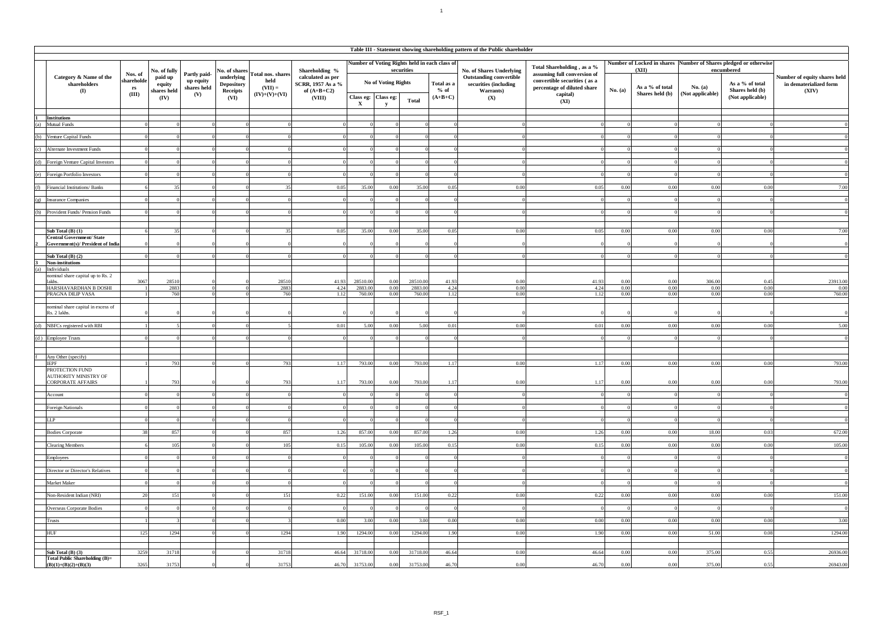## Table III - Statement showing shareholding pattern of the Public shareholder

| | Category & Name of the shareholders (I) | Nos. of shareholders (III) | No. of fully paid up equity shares held (IV) | Partly paid-up equity shares held (V) | No. of shares underlying Depository Receipts (VI) | Total nos. shares held (VII) = (IV)+(V)+(VI) | Shareholding % calculated as per SCRR, 1957 As a % of (A+B+C2) (VIII) | Number of Voting Rights held in each class of securities | | | | No. of Shares Underlying Outstanding convertible securities (including Warrants) (X) | Total Shareholding , as a % assuming full conversion of convertible securities ( as a percentage of diluted share capital) (XI) | Number of Locked in shares (XII) | | Number of Shares pledged or otherwise encumbered | | Number of equity shares held in dematerialized form (XIV) |
|---|---|---|---|---|---|---|---|---|---|---|---|---|---|---|---|---|---|---|
| | | | | | | | | No of Voting Rights | | | Total as a % of (A+B+C) | | | No. (a) | As a % of total Shares held (b) | No. (a) (Not applicable) | As a % of total Shares held (b) (Not applicable) | |
| | | | | | | | | Class eg: X | Class eg: y | Total | | | | | | | | |
| 1 | **Institutions** | | | | | | | | | | | | | | | | | |
| (a) | Mutual Funds | 0 | 0 | 0 | 0 | 0 | 0 | 0 | 0 | 0 | 0 | 0 | 0 | 0 | 0 | 0 | 0 | 0 |
| (b) | Venture Capital Funds | 0 | 0 | 0 | 0 | 0 | 0 | 0 | 0 | 0 | 0 | 0 | 0 | 0 | 0 | 0 | 0 | 0 |
| (c) | Alternate Investment Funds | 0 | 0 | 0 | 0 | 0 | 0 | 0 | 0 | 0 | 0 | 0 | 0 | 0 | 0 | 0 | 0 | 0 |
| (d) | Foreign Venture Capital Investors | 0 | 0 | 0 | 0 | 0 | 0 | 0 | 0 | 0 | 0 | 0 | 0 | 0 | 0 | 0 | 0 | 0 |
| (e) | Foreign Portfolio Investors | 0 | 0 | 0 | 0 | 0 | 0 | 0 | 0 | 0 | 0 | 0 | 0 | 0 | 0 | 0 | 0 | 0 |
| (f) | Financial Institutions/ Banks | 6 | 35 | 0 | 0 | 35 | 0.05 | 35.00 | 0.00 | 35.00 | 0.05 | 0.00 | 0.05 | 0.00 | 0.00 | 0.00 | 0.00 | 7.00 |
| (g) | Insurance Companies | 0 | 0 | 0 | 0 | 0 | 0 | 0 | 0 | 0 | 0 | 0 | 0 | 0 | 0 | 0 | 0 | 0 |
| (h) | Provident Funds/ Pension Funds | 0 | 0 | 0 | 0 | 0 | 0 | 0 | 0 | 0 | 0 | 0 | 0 | 0 | 0 | 0 | 0 | 0 |
| | **Sub Total (B) (1)** | 6 | 35 | 0 | 0 | 35 | 0.05 | 35.00 | 0.00 | 35.00 | 0.05 | 0.00 | 0.05 | 0.00 | 0.00 | 0.00 | 0.00 | 7.00 |
| 2 | **Central Government/ State Government(s)/ President of India** | 0 | 0 | 0 | 0 | 0 | 0 | 0 | 0 | 0 | 0 | 0 | 0 | 0 | 0 | 0 | 0 | 0 |
| | **Sub Total (B) (2)** | 0 | 0 | 0 | 0 | 0 | 0 | 0 | 0 | 0 | 0 | 0 | 0 | 0 | 0 | 0 | 0 | 0 |
| 3 | **Non-institutions** | | | | | | | | | | | | | | | | | |
| (a) | Individuals | | | | | | | | | | | | | | | | | |
| | nominal share capital up to Rs. 2 lakhs. | 3067 | 28510 | 0 | 0 | 28510 | 41.93 | 28510.00 | 0.00 | 28510.00 | 41.93 | 0.00 | 41.93 | 0.00 | 0.00 | 306.00 | 0.45 | 23913.00 |
| | HARSHAVARDHAN B DOSHI | 1 | 2883 | 0 | 0 | 2883 | 4.24 | 2883.00 | 0.00 | 2883.00 | 4.24 | 0.00 | 4.24 | 0.00 | 0.00 | 0.00 | 0.00 | 0.00 |
| | PRAGNA DILIP VASA | 1 | 760 | 0 | 0 | 760 | 1.12 | 760.00 | 0.00 | 760.00 | 1.12 | 0.00 | 1.12 | 0.00 | 0.00 | 0.00 | 0.00 | 760.00 |
| | nominal share capital in excess of Rs. 2 lakhs. | 0 | 0 | 0 | 0 | 0 | 0 | 0 | 0 | 0 | 0 | 0 | 0 | 0 | 0 | 0 | 0 | 0 |
| (d) | NBFCs registered with RBI | 1 | 5 | 0 | 0 | 5 | 0.01 | 5.00 | 0.00 | 5.00 | 0.01 | 0.00 | 0.01 | 0.00 | 0.00 | 0.00 | 0.00 | 5.00 |
| (d ) | Employee Trusts | 0 | 0 | 0 | 0 | 0 | 0 | 0 | 0 | 0 | 0 | 0 | 0 | 0 | 0 | 0 | 0 | 0 |
| f | Any Other (specify) | | | | | | | | | | | | | | | | | |
| | IEPF | 1 | 793 | 0 | 0 | 793 | 1.17 | 793.00 | 0.00 | 793.00 | 1.17 | 0.00 | 1.17 | 0.00 | 0.00 | 0.00 | 0.00 | 793.00 |
| | PROTECTION FUND AUTHORITY MINISTRY OF CORPORATE AFFAIRS | 1 | 793 | 0 | 0 | 793 | 1.17 | 793.00 | 0.00 | 793.00 | 1.17 | 0.00 | 1.17 | 0.00 | 0.00 | 0.00 | 0.00 | 793.00 |
| | Account | 0 | 0 | 0 | 0 | 0 | 0 | 0 | 0 | 0 | 0 | 0 | 0 | 0 | 0 | 0 | 0 | 0 |
| | Foreign Nationals | 0 | 0 | 0 | 0 | 0 | 0 | 0 | 0 | 0 | 0 | 0 | 0 | 0 | 0 | 0 | 0 | 0 |
| | LLP | 0 | 0 | 0 | 0 | 0 | 0 | 0 | 0 | 0 | 0 | 0 | 0 | 0 | 0 | 0 | 0 | 0 |
| | Bodies Corporate | 38 | 857 | 0 | 0 | 857 | 1.26 | 857.00 | 0.00 | 857.00 | 1.26 | 0.00 | 1.26 | 0.00 | 0.00 | 18.00 | 0.03 | 672.00 |
| | Clearing Members | 6 | 105 | 0 | 0 | 105 | 0.15 | 105.00 | 0.00 | 105.00 | 0.15 | 0.00 | 0.15 | 0.00 | 0.00 | 0.00 | 0.00 | 105.00 |
| | Employees | 0 | 0 | 0 | 0 | 0 | 0 | 0 | 0 | 0 | 0 | 0 | 0 | 0 | 0 | 0 | 0 | 0 |
| | Director or Director's Relatives | 0 | 0 | 0 | 0 | 0 | 0 | 0 | 0 | 0 | 0 | 0 | 0 | 0 | 0 | 0 | 0 | 0 |
| | Market Maker | 0 | 0 | 0 | 0 | 0 | 0 | 0 | 0 | 0 | 0 | 0 | 0 | 0 | 0 | 0 | 0 | 0 |
| | Non-Resident Indian (NRI) | 20 | 151 | 0 | 0 | 151 | 0.22 | 151.00 | 0.00 | 151.00 | 0.22 | 0.00 | 0.22 | 0.00 | 0.00 | 0.00 | 0.00 | 151.00 |
| | Overseas Corporate Bodies | 0 | 0 | 0 | 0 | 0 | 0 | 0 | 0 | 0 | 0 | 0 | 0 | 0 | 0 | 0 | 0 | 0 |
| | Trusts | 1 | 3 | 0 | 0 | 3 | 0.00 | 3.00 | 0.00 | 3.00 | 0.00 | 0.00 | 0.00 | 0.00 | 0.00 | 0.00 | 0.00 | 3.00 |
| | HUF | 125 | 1294 | 0 | 0 | 1294 | 1.90 | 1294.00 | 0.00 | 1294.00 | 1.90 | 0.00 | 1.90 | 0.00 | 0.00 | 51.00 | 0.08 | 1294.00 |
| | **Sub Total (B) (3)** | 3259 | 31718 | 0 | 0 | 31718 | 46.64 | 31718.00 | 0.00 | 31718.00 | 46.64 | 0.00 | 46.64 | 0.00 | 0.00 | 375.00 | 0.55 | 26936.00 |
| | **Total Public Shareholding (B)= (B)(1)+(B)(2)+(B)(3)** | 3265 | 31753 | 0 | 0 | 31753 | 46.70 | 31753.00 | 0.00 | 31753.00 | 46.70 | 0.00 | 46.70 | 0.00 | 0.00 | 375.00 | 0.55 | 26943.00 |

RSF_1